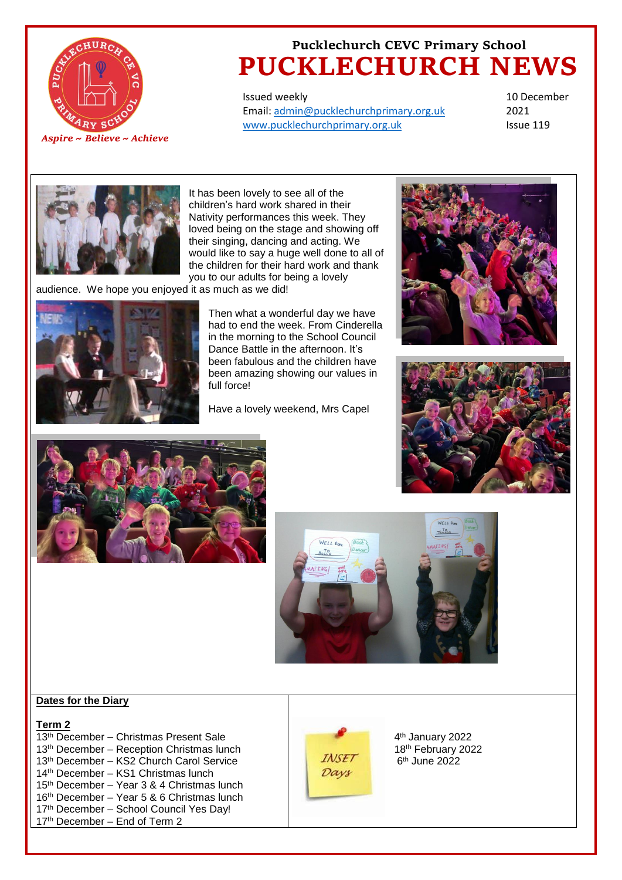# Pucklechurch CEVC Primary School

# PUCKLECHURCH NEWS

*Aspire ~ Believe ~ Achieve*

Issued weekly
Email: admin@pucklechurchprimary.org.uk
www.pucklechurchprimary.org.uk

10 December 2021
Issue 119

It has been lovely to see all of the children's hard work shared in their Nativity performances this week. They loved being on the stage and showing off their singing, dancing and acting. We would like to say a huge well done to all of the children for their hard work and thank you to our adults for being a lovely audience. We hope you enjoyed it as much as we did!

Then what a wonderful day we have had to end the week. From Cinderella in the morning to the School Council Dance Battle in the afternoon. It's been fabulous and the children have been amazing showing our values in full force!

Have a lovely weekend, Mrs Capel

**Dates for the Diary**

**Term 2**

13th December – Christmas Present Sale
13th December – Reception Christmas lunch
13th December – KS2 Church Carol Service
14th December – KS1 Christmas lunch
15th December – Year 3 & 4 Christmas lunch
16th December – Year 5 & 6 Christmas lunch
17th December – School Council Yes Day!
17th December – End of Term 2

INSET Days

4th January 2022
18th February 2022
6th June 2022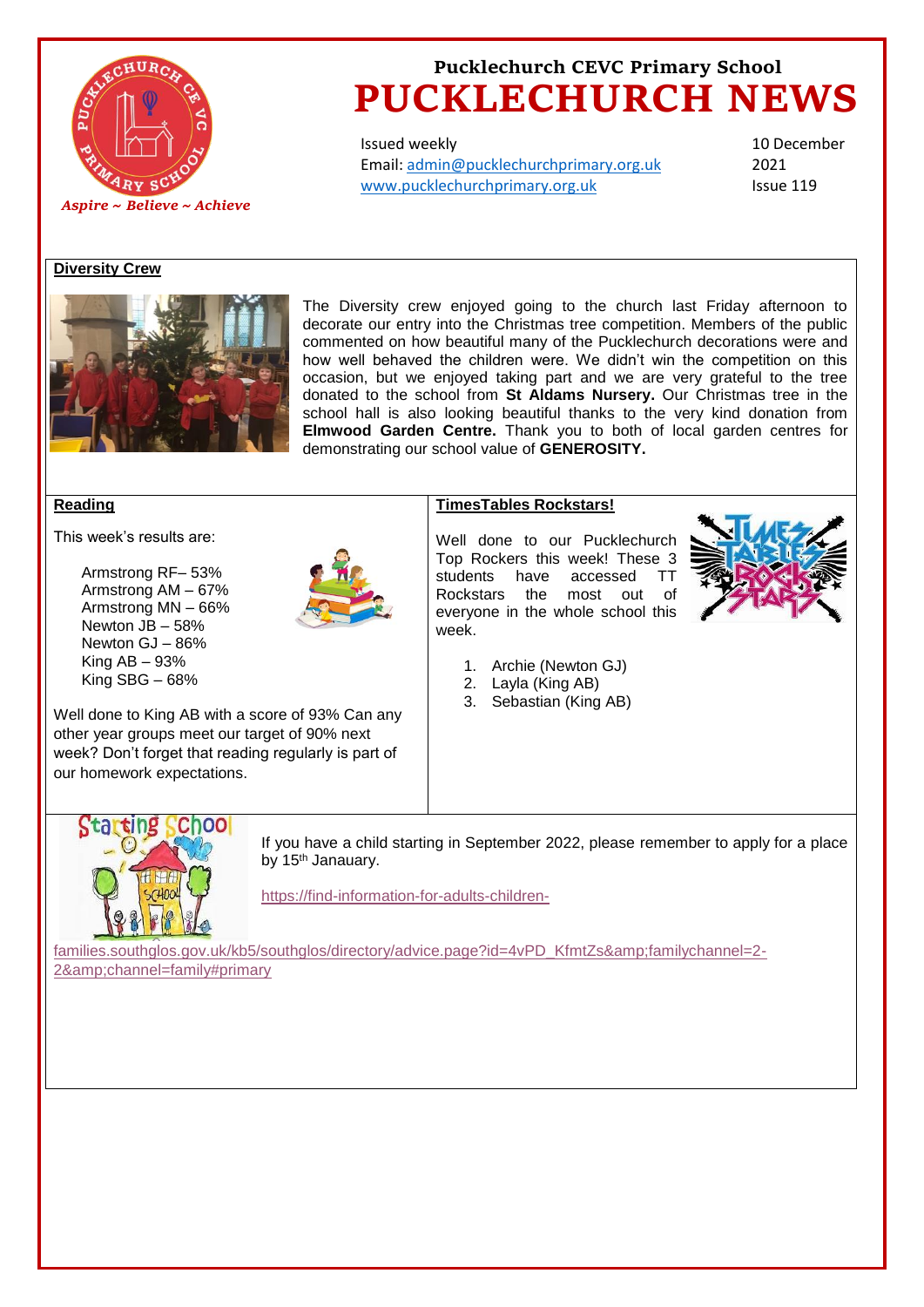Pucklechurch CEVC Primary School

# PUCKLECHURCH NEWS

Issued weekly
Email: admin@pucklechurchprimary.org.uk
www.pucklechurchprimary.org.uk

10 December 2021
Issue 119

*Aspire ~ Believe ~ Achieve*

## Diversity Crew

The Diversity crew enjoyed going to the church last Friday afternoon to decorate our entry into the Christmas tree competition. Members of the public commented on how beautiful many of the Pucklechurch decorations were and how well behaved the children were. We didn't win the competition on this occasion, but we enjoyed taking part and we are very grateful to the tree donated to the school from **St Aldams Nursery.** Our Christmas tree in the school hall is also looking beautiful thanks to the very kind donation from **Elmwood Garden Centre.** Thank you to both of local garden centres for demonstrating our school value of **GENEROSITY.**

## Reading

This week's results are:

- Armstrong RF– 53%
- Armstrong AM – 67%
- Armstrong MN – 66%
- Newton JB – 58%
- Newton GJ – 86%
- King AB – 93%
- King SBG – 68%

Well done to King AB with a score of 93% Can any other year groups meet our target of 90% next week? Don't forget that reading regularly is part of our homework expectations.

## TimesTables Rockstars!

Well done to our Pucklechurch Top Rockers this week! These 3 students have accessed TT Rockstars the most out of everyone in the whole school this week.

1. Archie (Newton GJ)
2. Layla (King AB)
3. Sebastian (King AB)

## Starting School

If you have a child starting in September 2022, please remember to apply for a place by 15th Janauary.

https://find-information-for-adults-children-families.southglos.gov.uk/kb5/southglos/directory/advice.page?id=4vPD_KfmtZs&amp;familychannel=2-2&amp;channel=family#primary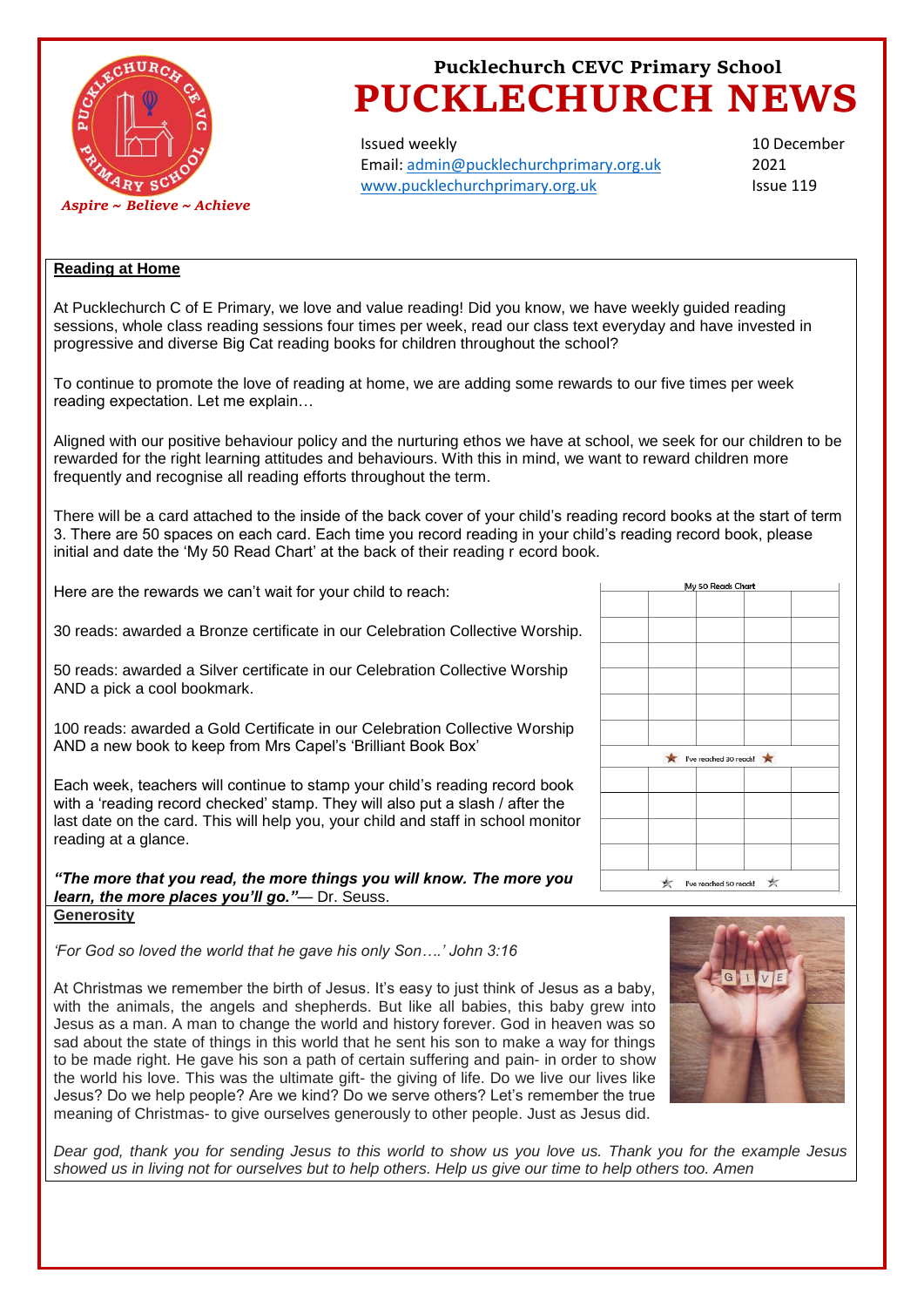Pucklechurch CEVC Primary School

# PUCKLECHURCH NEWS

Aspire ~ Believe ~ Achieve

Issued weekly
Email: admin@pucklechurchprimary.org.uk
www.pucklechurchprimary.org.uk

10 December 2021
Issue 119

## Reading at Home

At Pucklechurch C of E Primary, we love and value reading! Did you know, we have weekly guided reading sessions, whole class reading sessions four times per week, read our class text everyday and have invested in progressive and diverse Big Cat reading books for children throughout the school?

To continue to promote the love of reading at home, we are adding some rewards to our five times per week reading expectation. Let me explain…

Aligned with our positive behaviour policy and the nurturing ethos we have at school, we seek for our children to be rewarded for the right learning attitudes and behaviours. With this in mind, we want to reward children more frequently and recognise all reading efforts throughout the term.

There will be a card attached to the inside of the back cover of your child's reading record books at the start of term 3. There are 50 spaces on each card. Each time you record reading in your child's reading record book, please initial and date the 'My 50 Read Chart' at the back of their reading r ecord book.

Here are the rewards we can't wait for your child to reach:

30 reads: awarded a Bronze certificate in our Celebration Collective Worship.

50 reads: awarded a Silver certificate in our Celebration Collective Worship AND a pick a cool bookmark.

100 reads: awarded a Gold Certificate in our Celebration Collective Worship AND a new book to keep from Mrs Capel's 'Brilliant Book Box'

Each week, teachers will continue to stamp your child's reading record book with a 'reading record checked' stamp. They will also put a slash / after the last date on the card. This will help you, your child and staff in school monitor reading at a glance.

My 50 Reads Chart

I've reached 30 reads!

I've reached 50 reads!

***"The more that you read, the more things you will know. The more you learn, the more places you'll go."***— Dr. Seuss.

## Generosity

*'For God so loved the world that he gave his only Son….' John 3:16*

At Christmas we remember the birth of Jesus. It's easy to just think of Jesus as a baby, with the animals, the angels and shepherds. But like all babies, this baby grew into Jesus as a man. A man to change the world and history forever. God in heaven was so sad about the state of things in this world that he sent his son to make a way for things to be made right. He gave his son a path of certain suffering and pain- in order to show the world his love. This was the ultimate gift- the giving of life. Do we live our lives like Jesus? Do we help people? Are we kind? Do we serve others? Let's remember the true meaning of Christmas- to give ourselves generously to other people. Just as Jesus did.

*Dear god, thank you for sending Jesus to this world to show us you love us. Thank you for the example Jesus showed us in living not for ourselves but to help others. Help us give our time to help others too. Amen*